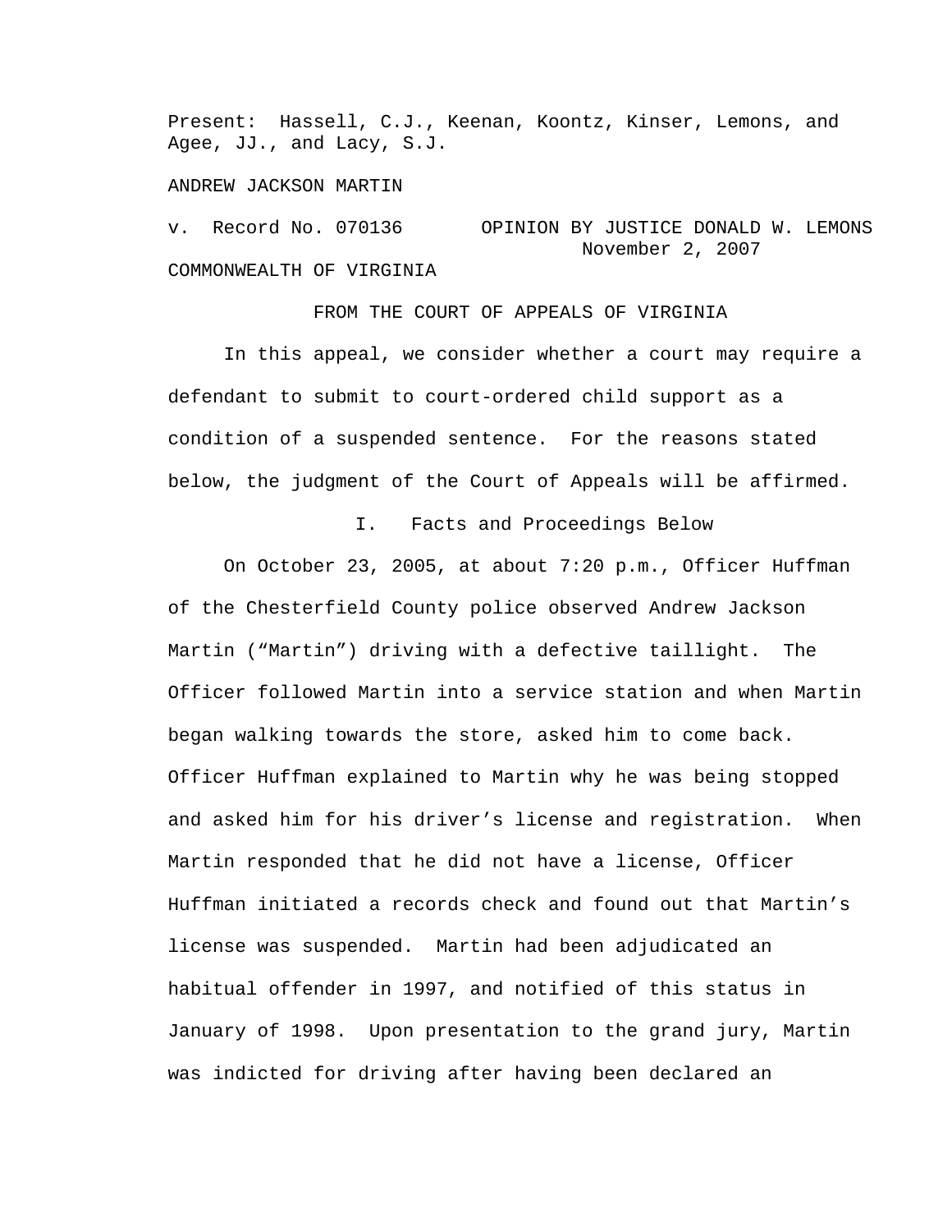Present: Hassell, C.J., Keenan, Koontz, Kinser, Lemons, and Agee, JJ., and Lacy, S.J.

ANDREW JACKSON MARTIN

v. Record No. 070136 OPINION BY JUSTICE DONALD W. LEMONS
November 2, 2007

COMMONWEALTH OF VIRGINIA

FROM THE COURT OF APPEALS OF VIRGINIA

In this appeal, we consider whether a court may require a defendant to submit to court-ordered child support as a condition of a suspended sentence. For the reasons stated below, the judgment of the Court of Appeals will be affirmed.

## I. Facts and Proceedings Below

On October 23, 2005, at about 7:20 p.m., Officer Huffman of the Chesterfield County police observed Andrew Jackson Martin ("Martin") driving with a defective taillight. The Officer followed Martin into a service station and when Martin began walking towards the store, asked him to come back. Officer Huffman explained to Martin why he was being stopped and asked him for his driver's license and registration. When Martin responded that he did not have a license, Officer Huffman initiated a records check and found out that Martin's license was suspended. Martin had been adjudicated an habitual offender in 1997, and notified of this status in January of 1998. Upon presentation to the grand jury, Martin was indicted for driving after having been declared an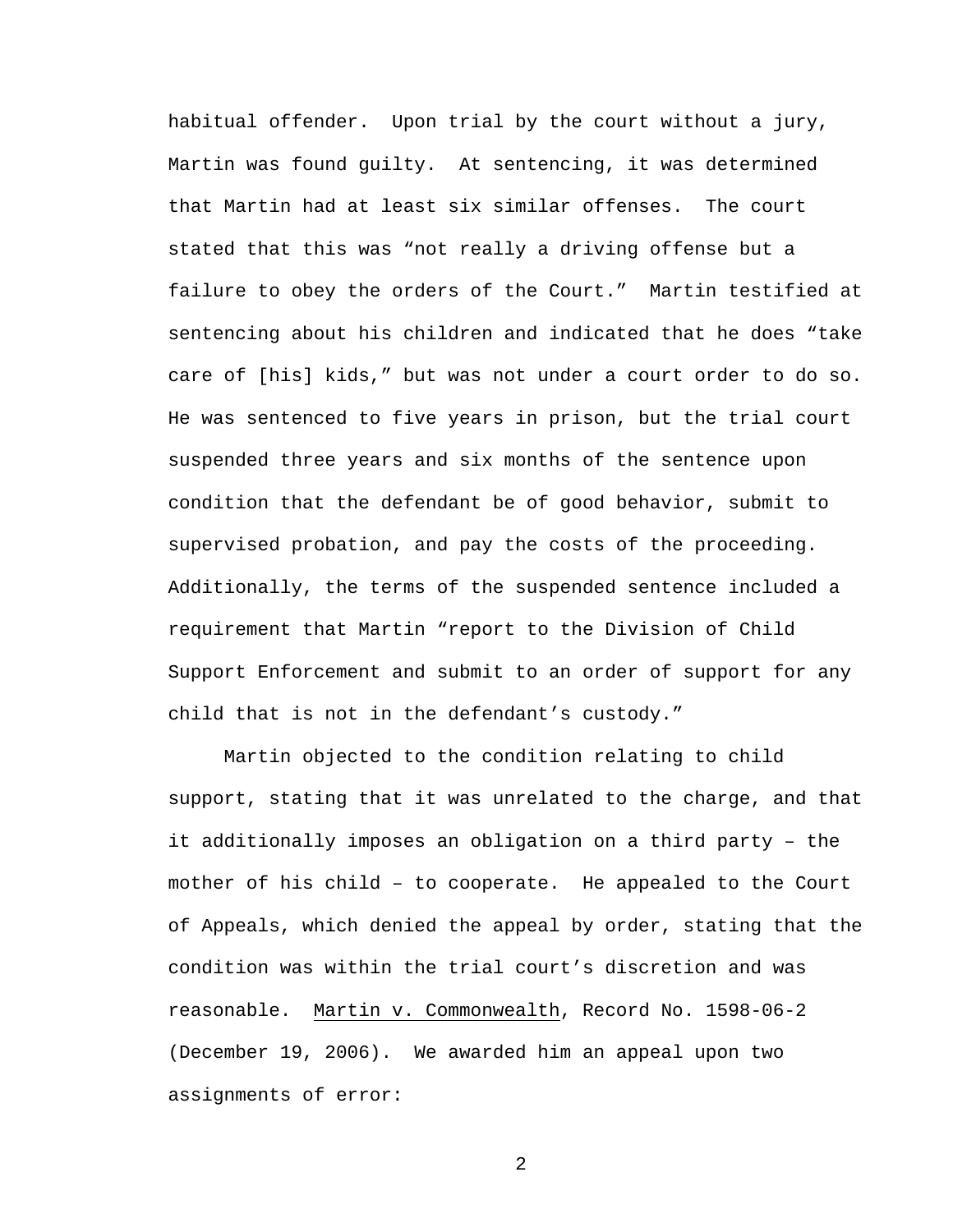habitual offender. Upon trial by the court without a jury, Martin was found guilty. At sentencing, it was determined that Martin had at least six similar offenses. The court stated that this was "not really a driving offense but a failure to obey the orders of the Court." Martin testified at sentencing about his children and indicated that he does "take care of [his] kids," but was not under a court order to do so. He was sentenced to five years in prison, but the trial court suspended three years and six months of the sentence upon condition that the defendant be of good behavior, submit to supervised probation, and pay the costs of the proceeding. Additionally, the terms of the suspended sentence included a requirement that Martin "report to the Division of Child Support Enforcement and submit to an order of support for any child that is not in the defendant's custody."

Martin objected to the condition relating to child support, stating that it was unrelated to the charge, and that it additionally imposes an obligation on a third party – the mother of his child – to cooperate. He appealed to the Court of Appeals, which denied the appeal by order, stating that the condition was within the trial court's discretion and was reasonable. Martin v. Commonwealth, Record No. 1598-06-2 (December 19, 2006). We awarded him an appeal upon two assignments of error: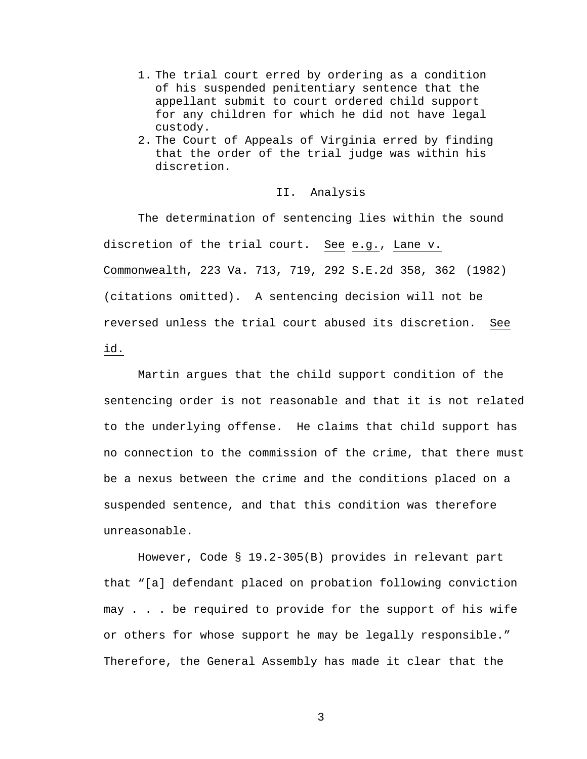1. The trial court erred by ordering as a condition of his suspended penitentiary sentence that the appellant submit to court ordered child support for any children for which he did not have legal custody.
2. The Court of Appeals of Virginia erred by finding that the order of the trial judge was within his discretion.

## II. Analysis

The determination of sentencing lies within the sound discretion of the trial court. See e.g., Lane v. Commonwealth, 223 Va. 713, 719, 292 S.E.2d 358, 362 (1982) (citations omitted). A sentencing decision will not be reversed unless the trial court abused its discretion. See id.

Martin argues that the child support condition of the sentencing order is not reasonable and that it is not related to the underlying offense. He claims that child support has no connection to the commission of the crime, that there must be a nexus between the crime and the conditions placed on a suspended sentence, and that this condition was therefore unreasonable.

However, Code § 19.2-305(B) provides in relevant part that "[a] defendant placed on probation following conviction may . . . be required to provide for the support of his wife or others for whose support he may be legally responsible." Therefore, the General Assembly has made it clear that the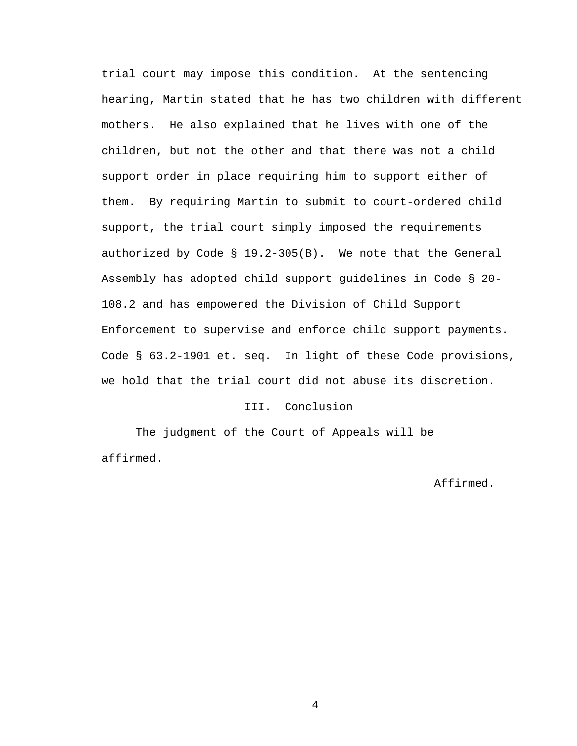trial court may impose this condition. At the sentencing hearing, Martin stated that he has two children with different mothers. He also explained that he lives with one of the children, but not the other and that there was not a child support order in place requiring him to support either of them. By requiring Martin to submit to court-ordered child support, the trial court simply imposed the requirements authorized by Code § 19.2-305(B). We note that the General Assembly has adopted child support guidelines in Code § 20-108.2 and has empowered the Division of Child Support Enforcement to supervise and enforce child support payments. Code § 63.2-1901 et. seq. In light of these Code provisions, we hold that the trial court did not abuse its discretion.

## III. Conclusion

The judgment of the Court of Appeals will be affirmed.

Affirmed.